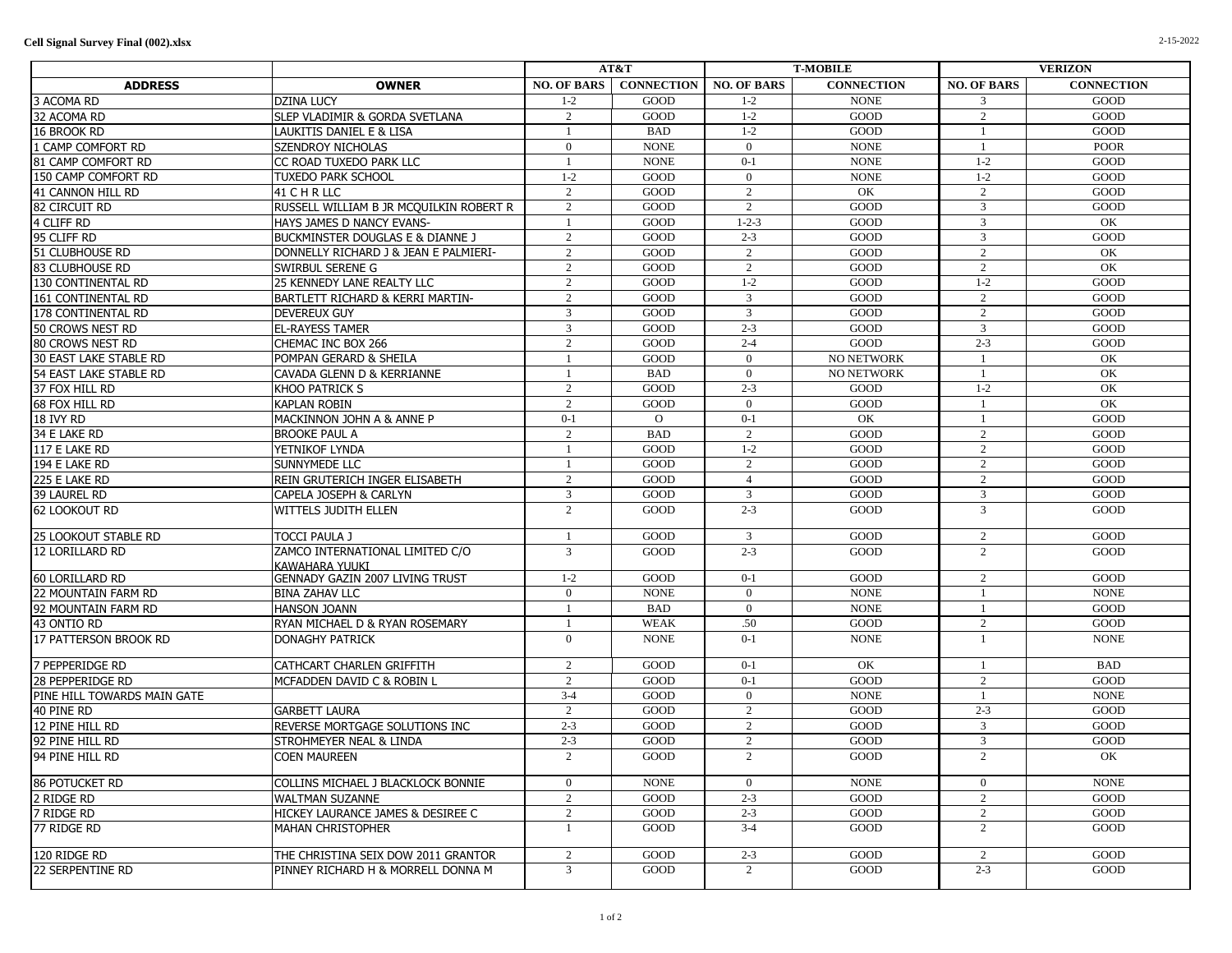**Cell Signal Survey Final (002).xlsx**

2-15-2022

| ADDRESS | OWNER | AT&T | | T-MOBILE | | VERIZON | |
|---|---|---|---|---|---|---|---|
| | | NO. OF BARS | CONNECTION | NO. OF BARS | CONNECTION | NO. OF BARS | CONNECTION |
| 3 ACOMA RD | DZINA LUCY | 1-2 | GOOD | 1-2 | NONE | 3 | GOOD |
| 32 ACOMA RD | SLEP VLADIMIR & GORDA SVETLANA | 2 | GOOD | 1-2 | GOOD | 2 | GOOD |
| 16 BROOK RD | LAUKITIS DANIEL E & LISA | 1 | BAD | 1-2 | GOOD | 1 | GOOD |
| 1 CAMP COMFORT RD | SZENDROY NICHOLAS | 0 | NONE | 0 | NONE | 1 | POOR |
| 81 CAMP COMFORT RD | CC ROAD TUXEDO PARK LLC | 1 | NONE | 0-1 | NONE | 1-2 | GOOD |
| 150 CAMP COMFORT RD | TUXEDO PARK SCHOOL | 1-2 | GOOD | 0 | NONE | 1-2 | GOOD |
| 41 CANNON HILL RD | 41 C H R LLC | 2 | GOOD | 2 | OK | 2 | GOOD |
| 82 CIRCUIT RD | RUSSELL WILLIAM B JR MCQUILKIN ROBERT R | 2 | GOOD | 2 | GOOD | 3 | GOOD |
| 4 CLIFF RD | HAYS JAMES D NANCY EVANS- | 1 | GOOD | 1-2-3 | GOOD | 3 | OK |
| 95 CLIFF RD | BUCKMINSTER DOUGLAS E & DIANNE J | 2 | GOOD | 2-3 | GOOD | 3 | GOOD |
| 51 CLUBHOUSE RD | DONNELLY RICHARD J & JEAN E PALMIERI- | 2 | GOOD | 2 | GOOD | 2 | OK |
| 83 CLUBHOUSE RD | SWIRBUL SERENE G | 2 | GOOD | 2 | GOOD | 2 | OK |
| 130 CONTINENTAL RD | 25 KENNEDY LANE REALTY LLC | 2 | GOOD | 1-2 | GOOD | 1-2 | GOOD |
| 161 CONTINENTAL RD | BARTLETT RICHARD & KERRI MARTIN- | 2 | GOOD | 3 | GOOD | 2 | GOOD |
| 178 CONTINENTAL RD | DEVEREUX GUY | 3 | GOOD | 3 | GOOD | 2 | GOOD |
| 50 CROWS NEST RD | EL-RAYESS TAMER | 3 | GOOD | 2-3 | GOOD | 3 | GOOD |
| 80 CROWS NEST RD | CHEMAC INC BOX 266 | 2 | GOOD | 2-4 | GOOD | 2-3 | GOOD |
| 30 EAST LAKE STABLE RD | POMPAN GERARD & SHEILA | 1 | GOOD | 0 | NO NETWORK | 1 | OK |
| 54 EAST LAKE STABLE RD | CAVADA GLENN D & KERRIANNE | 1 | BAD | 0 | NO NETWORK | 1 | OK |
| 37 FOX HILL RD | KHOO PATRICK S | 2 | GOOD | 2-3 | GOOD | 1-2 | OK |
| 68 FOX HILL RD | KAPLAN ROBIN | 2 | GOOD | 0 | GOOD | 1 | OK |
| 18 IVY RD | MACKINNON JOHN A & ANNE P | 0-1 | O | 0-1 | OK | 1 | GOOD |
| 34 E LAKE RD | BROOKE PAUL A | 2 | BAD | 2 | GOOD | 2 | GOOD |
| 117 E LAKE RD | YETNIKOF LYNDA | 1 | GOOD | 1-2 | GOOD | 2 | GOOD |
| 194 E LAKE RD | SUNNYMEDE LLC | 1 | GOOD | 2 | GOOD | 2 | GOOD |
| 225 E LAKE RD | REIN GRUTERICH INGER ELISABETH | 2 | GOOD | 4 | GOOD | 2 | GOOD |
| 39 LAUREL RD | CAPELA JOSEPH & CARLYN | 3 | GOOD | 3 | GOOD | 3 | GOOD |
| 62 LOOKOUT RD | WITTELS JUDITH ELLEN | 2 | GOOD | 2-3 | GOOD | 3 | GOOD |
| 25 LOOKOUT STABLE RD | TOCCI PAULA J | 1 | GOOD | 3 | GOOD | 2 | GOOD |
| 12 LORILLARD RD | ZAMCO INTERNATIONAL LIMITED C/O KAWAHARA YUUKI | 3 | GOOD | 2-3 | GOOD | 2 | GOOD |
| 60 LORILLARD RD | GENNADY GAZIN 2007 LIVING TRUST | 1-2 | GOOD | 0-1 | GOOD | 2 | GOOD |
| 22 MOUNTAIN FARM RD | BINA ZAHAV LLC | 0 | NONE | 0 | NONE | 1 | NONE |
| 92 MOUNTAIN FARM RD | HANSON JOANN | 1 | BAD | 0 | NONE | 1 | GOOD |
| 43 ONTIO RD | RYAN MICHAEL D & RYAN ROSEMARY | 1 | WEAK | .50 | GOOD | 2 | GOOD |
| 17 PATTERSON BROOK RD | DONAGHY PATRICK | 0 | NONE | 0-1 | NONE | 1 | NONE |
| 7 PEPPERIDGE RD | CATHCART CHARLEN GRIFFITH | 2 | GOOD | 0-1 | OK | 1 | BAD |
| 28 PEPPERIDGE RD | MCFADDEN DAVID C & ROBIN L | 2 | GOOD | 0-1 | GOOD | 2 | GOOD |
| PINE HILL TOWARDS MAIN GATE | | 3-4 | GOOD | 0 | NONE | 1 | NONE |
| 40 PINE RD | GARBETT LAURA | 2 | GOOD | 2 | GOOD | 2-3 | GOOD |
| 12 PINE HILL RD | REVERSE MORTGAGE SOLUTIONS INC | 2-3 | GOOD | 2 | GOOD | 3 | GOOD |
| 92 PINE HILL RD | STROHMEYER NEAL & LINDA | 2-3 | GOOD | 2 | GOOD | 3 | GOOD |
| 94 PINE HILL RD | COEN MAUREEN | 2 | GOOD | 2 | GOOD | 2 | OK |
| 86 POTUCKET RD | COLLINS MICHAEL J BLACKLOCK BONNIE | 0 | NONE | 0 | NONE | 0 | NONE |
| 2 RIDGE RD | WALTMAN SUZANNE | 2 | GOOD | 2-3 | GOOD | 2 | GOOD |
| 7 RIDGE RD | HICKEY LAURANCE JAMES & DESIREE C | 2 | GOOD | 2-3 | GOOD | 2 | GOOD |
| 77 RIDGE RD | MAHAN CHRISTOPHER | 1 | GOOD | 3-4 | GOOD | 2 | GOOD |
| 120 RIDGE RD | THE CHRISTINA SEIX DOW 2011 GRANTOR | 2 | GOOD | 2-3 | GOOD | 2 | GOOD |
| 22 SERPENTINE RD | PINNEY RICHARD H & MORRELL DONNA M | 3 | GOOD | 2 | GOOD | 2-3 | GOOD |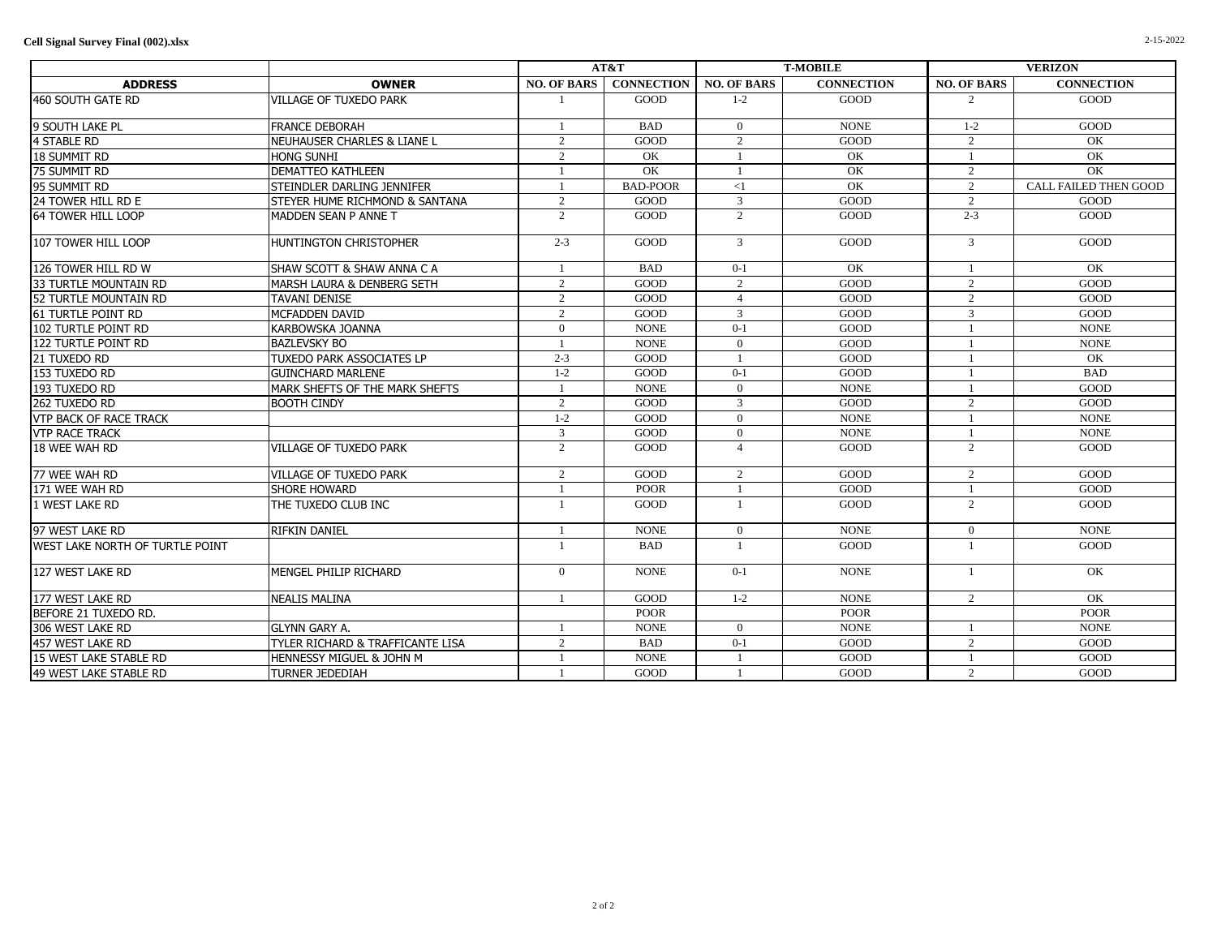| | | AT&T | | T-MOBILE | | VERIZON | |
|---|---|---|---|---|---|---|---|
| **ADDRESS** | **OWNER** | **NO. OF BARS** | **CONNECTION** | **NO. OF BARS** | **CONNECTION** | **NO. OF BARS** | **CONNECTION** |
| 460 SOUTH GATE RD | VILLAGE OF TUXEDO PARK | 1 | GOOD | 1-2 | GOOD | 2 | GOOD |
| 9 SOUTH LAKE PL | FRANCE DEBORAH | 1 | BAD | 0 | NONE | 1-2 | GOOD |
| 4 STABLE RD | NEUHAUSER CHARLES & LIANE L | 2 | GOOD | 2 | GOOD | 2 | OK |
| 18 SUMMIT RD | HONG SUNHI | 2 | OK | 1 | OK | 1 | OK |
| 75 SUMMIT RD | DEMATTEO KATHLEEN | 1 | OK | 1 | OK | 2 | OK |
| 95 SUMMIT RD | STEINDLER DARLING JENNIFER | 1 | BAD-POOR | <1 | OK | 2 | CALL FAILED THEN GOOD |
| 24 TOWER HILL RD E | STEYER HUME RICHMOND & SANTANA | 2 | GOOD | 3 | GOOD | 2 | GOOD |
| 64 TOWER HILL LOOP | MADDEN SEAN P ANNE T | 2 | GOOD | 2 | GOOD | 2-3 | GOOD |
| 107 TOWER HILL LOOP | HUNTINGTON CHRISTOPHER | 2-3 | GOOD | 3 | GOOD | 3 | GOOD |
| 126 TOWER HILL RD W | SHAW SCOTT & SHAW ANNA C A | 1 | BAD | 0-1 | OK | 1 | OK |
| 33 TURTLE MOUNTAIN RD | MARSH LAURA & DENBERG SETH | 2 | GOOD | 2 | GOOD | 2 | GOOD |
| 52 TURTLE MOUNTAIN RD | TAVANI DENISE | 2 | GOOD | 4 | GOOD | 2 | GOOD |
| 61 TURTLE POINT RD | MCFADDEN DAVID | 2 | GOOD | 3 | GOOD | 3 | GOOD |
| 102 TURTLE POINT RD | KARBOWSKA JOANNA | 0 | NONE | 0-1 | GOOD | 1 | NONE |
| 122 TURTLE POINT RD | BAZLEVSKY BO | 1 | NONE | 0 | GOOD | 1 | NONE |
| 21 TUXEDO RD | TUXEDO PARK ASSOCIATES LP | 2-3 | GOOD | 1 | GOOD | 1 | OK |
| 153 TUXEDO RD | GUINCHARD MARLENE | 1-2 | GOOD | 0-1 | GOOD | 1 | BAD |
| 193 TUXEDO RD | MARK SHEFTS OF THE MARK SHEFTS | 1 | NONE | 0 | NONE | 1 | GOOD |
| 262 TUXEDO RD | BOOTH CINDY | 2 | GOOD | 3 | GOOD | 2 | GOOD |
| VTP BACK OF RACE TRACK | | 1-2 | GOOD | 0 | NONE | 1 | NONE |
| VTP RACE TRACK | | 3 | GOOD | 0 | NONE | 1 | NONE |
| 18 WEE WAH RD | VILLAGE OF TUXEDO PARK | 2 | GOOD | 4 | GOOD | 2 | GOOD |
| 77 WEE WAH RD | VILLAGE OF TUXEDO PARK | 2 | GOOD | 2 | GOOD | 2 | GOOD |
| 171 WEE WAH RD | SHORE HOWARD | 1 | POOR | 1 | GOOD | 1 | GOOD |
| 1 WEST LAKE RD | THE TUXEDO CLUB INC | 1 | GOOD | 1 | GOOD | 2 | GOOD |
| 97 WEST LAKE RD | RIFKIN DANIEL | 1 | NONE | 0 | NONE | 0 | NONE |
| WEST LAKE NORTH OF TURTLE POINT | | 1 | BAD | 1 | GOOD | 1 | GOOD |
| 127 WEST LAKE RD | MENGEL PHILIP RICHARD | 0 | NONE | 0-1 | NONE | 1 | OK |
| 177 WEST LAKE RD | NEALIS MALINA | 1 | GOOD | 1-2 | NONE | 2 | OK |
| BEFORE 21 TUXEDO RD. | | | POOR | | POOR | | POOR |
| 306 WEST LAKE RD | GLYNN GARY A. | 1 | NONE | 0 | NONE | 1 | NONE |
| 457 WEST LAKE RD | TYLER RICHARD & TRAFFICANTE LISA | 2 | BAD | 0-1 | GOOD | 2 | GOOD |
| 15 WEST LAKE STABLE RD | HENNESSY MIGUEL & JOHN M | 1 | NONE | 1 | GOOD | 1 | GOOD |
| 49 WEST LAKE STABLE RD | TURNER JEDEDIAH | 1 | GOOD | 1 | GOOD | 2 | GOOD |